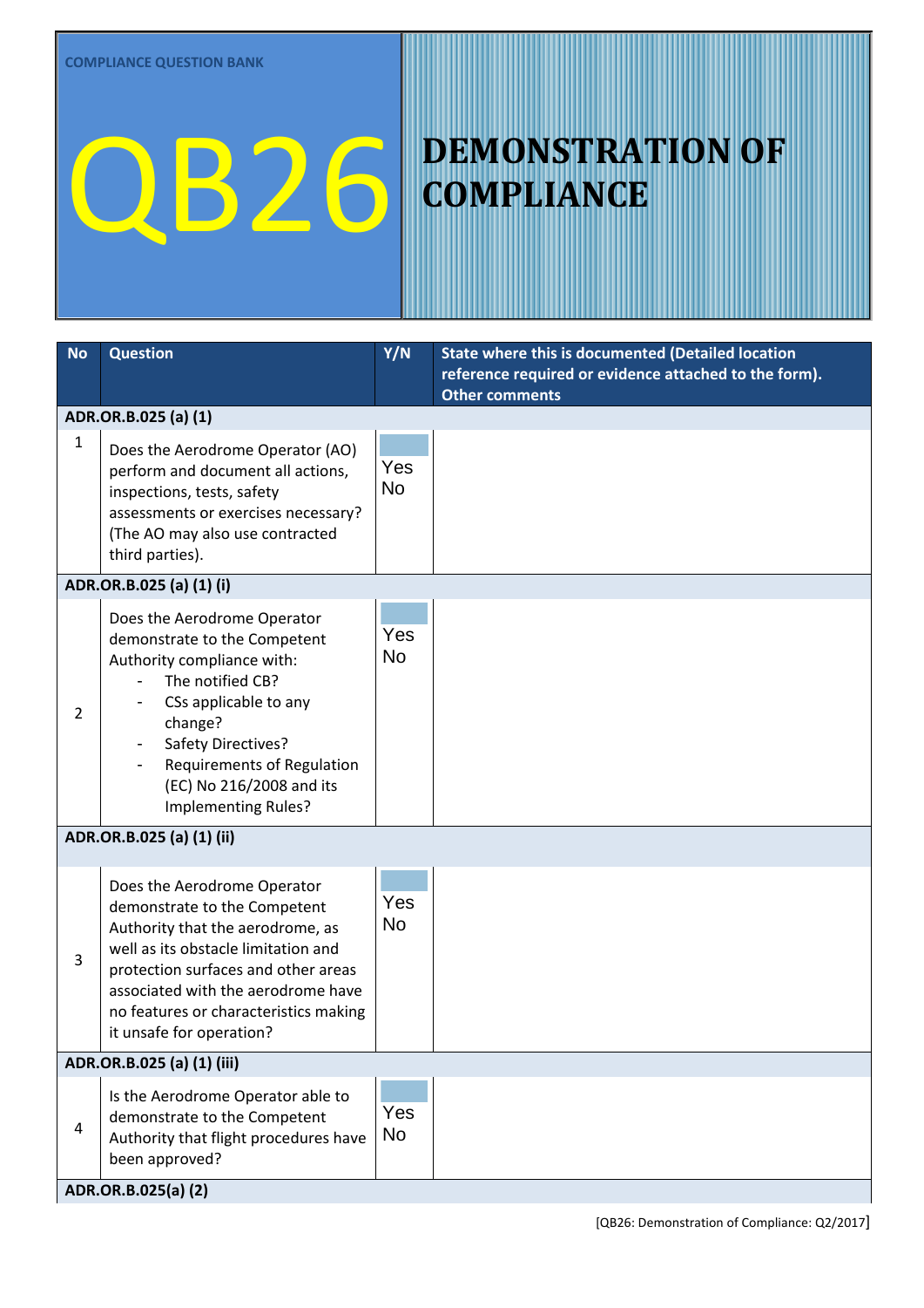COMPLIANCE QUESTION BANK

# QB26

# DEMONSTRATION OF COMPLIANCE

| No | Question | Y/N | State where this is documented (Detailed location reference required or evidence attached to the form). Other comments |
|---|---|---|---|
| **ADR.OR.B.025 (a) (1)** | | | |
| 1 | Does the Aerodrome Operator (AO) perform and document all actions, inspections, tests, safety assessments or exercises necessary? (The AO may also use contracted third parties). | Yes No | |
| **ADR.OR.B.025 (a) (1) (i)** | | | |
| 2 | Does the Aerodrome Operator demonstrate to the Competent Authority compliance with: <br> - The notified CB? <br> - CSs applicable to any change? <br> - Safety Directives? <br> - Requirements of Regulation (EC) No 216/2008 and its Implementing Rules? | Yes No | |
| **ADR.OR.B.025 (a) (1) (ii)** | | | |
| 3 | Does the Aerodrome Operator demonstrate to the Competent Authority that the aerodrome, as well as its obstacle limitation and protection surfaces and other areas associated with the aerodrome have no features or characteristics making it unsafe for operation? | Yes No | |
| **ADR.OR.B.025 (a) (1) (iii)** | | | |
| 4 | Is the Aerodrome Operator able to demonstrate to the Competent Authority that flight procedures have been approved? | Yes No | |
| **ADR.OR.B.025(a) (2)** | | | |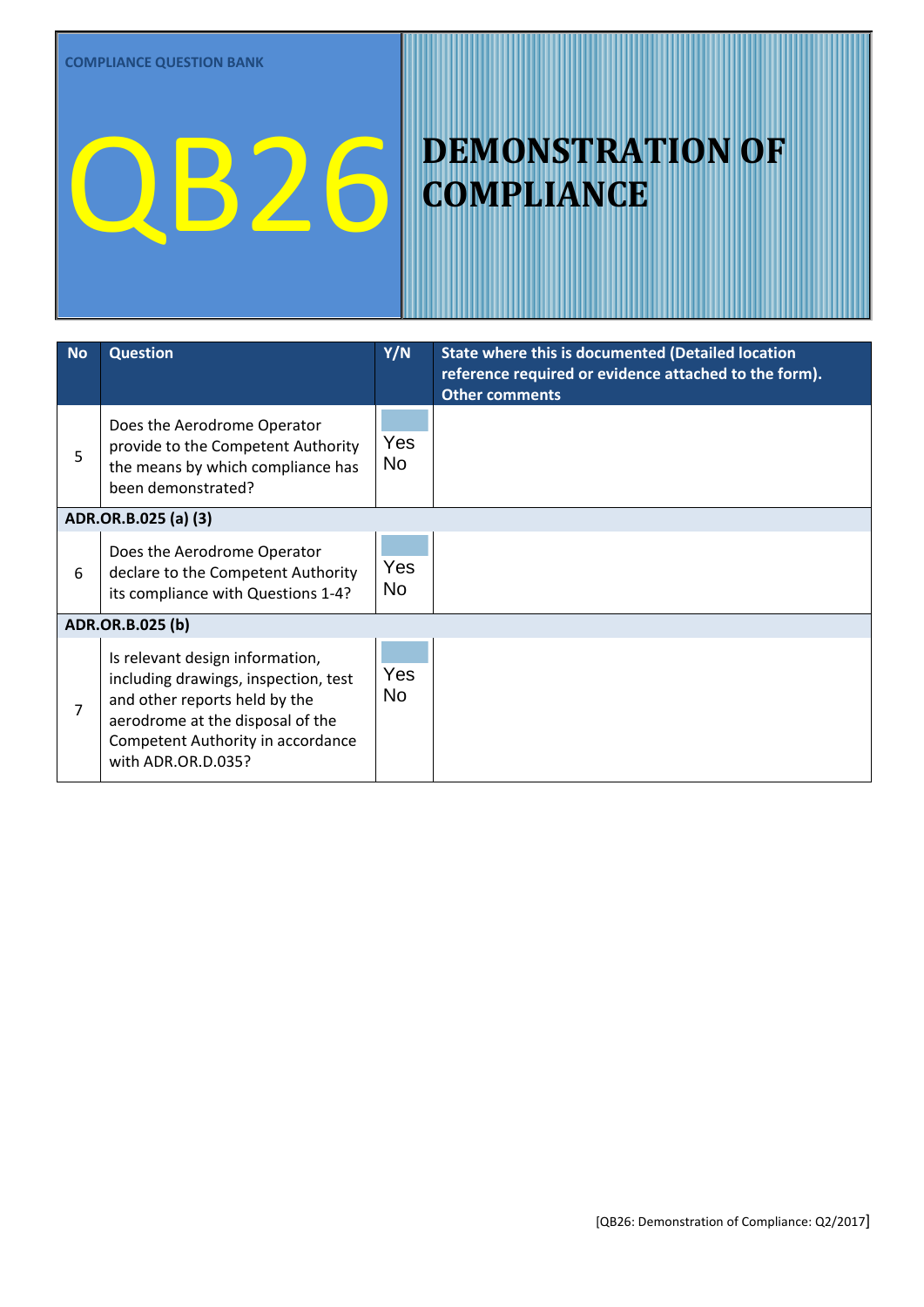COMPLIANCE QUESTION BANK

# QB26 DEMONSTRATION OF COMPLIANCE

| No | Question | Y/N | State where this is documented (Detailed location reference required or evidence attached to the form). Other comments |
|---|---|---|---|
| 5 | Does the Aerodrome Operator provide to the Competent Authority the means by which compliance has been demonstrated? | Yes No | |
| **ADR.OR.B.025 (a) (3)** | | | |
| 6 | Does the Aerodrome Operator declare to the Competent Authority its compliance with Questions 1-4? | Yes No | |
| **ADR.OR.B.025 (b)** | | | |
| 7 | Is relevant design information, including drawings, inspection, test and other reports held by the aerodrome at the disposal of the Competent Authority in accordance with ADR.OR.D.035? | Yes No | |

[QB26: Demonstration of Compliance: Q2/2017]